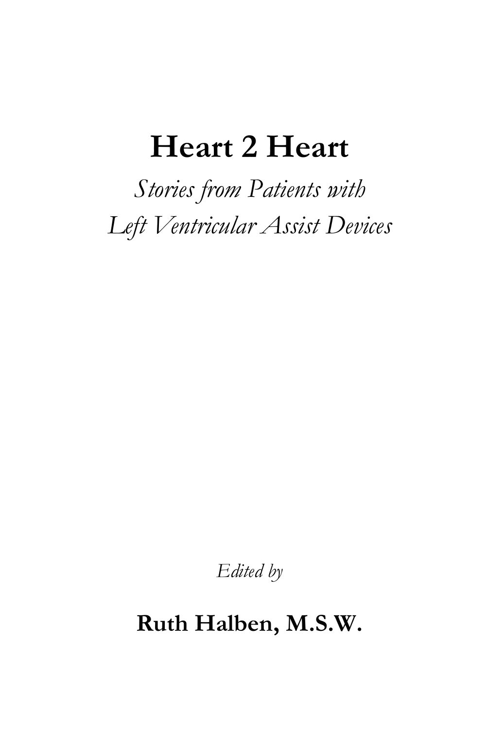# Heart 2 Heart

*Stories from Patients with Left Ventricular Assist Devices*

*Edited by*

**Ruth Halben, M.S.W.**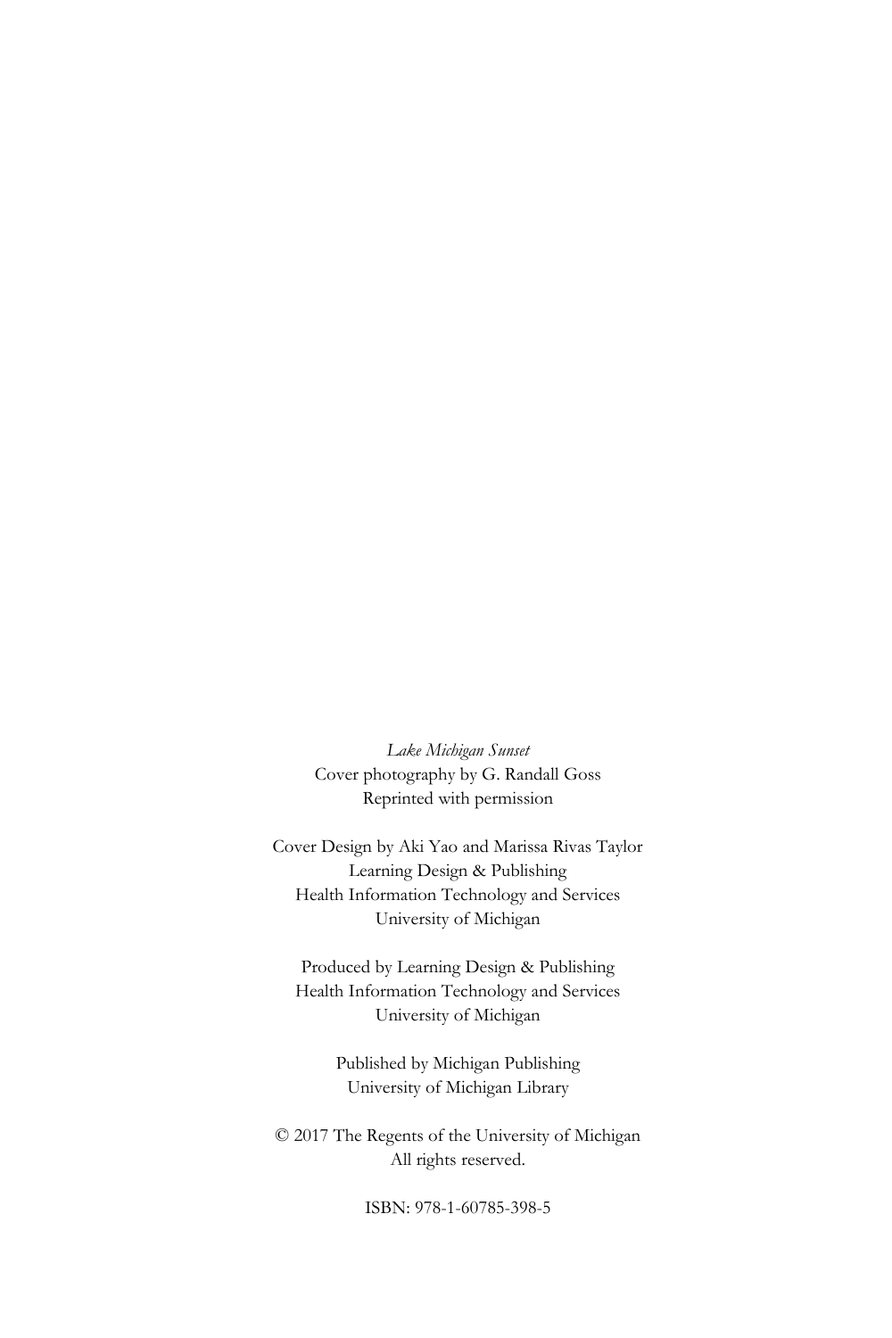*Lake Michigan Sunset*
Cover photography by G. Randall Goss
Reprinted with permission

Cover Design by Aki Yao and Marissa Rivas Taylor
Learning Design & Publishing
Health Information Technology and Services
University of Michigan

Produced by Learning Design & Publishing
Health Information Technology and Services
University of Michigan

Published by Michigan Publishing
University of Michigan Library

© 2017 The Regents of the University of Michigan
All rights reserved.

ISBN: 978-1-60785-398-5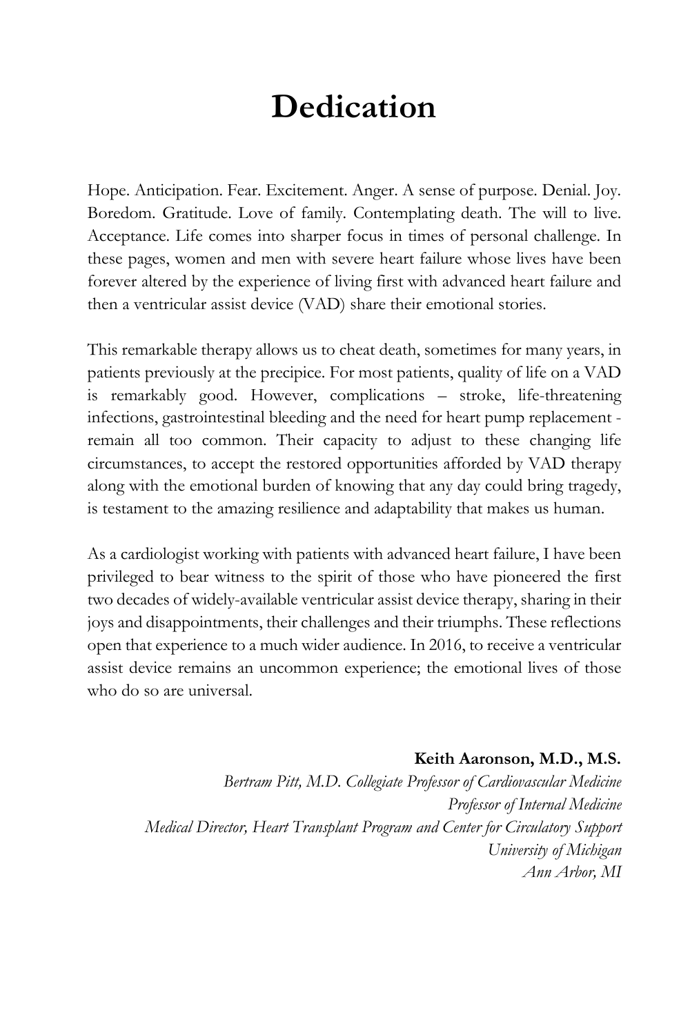# Dedication

Hope. Anticipation. Fear. Excitement. Anger. A sense of purpose. Denial. Joy. Boredom. Gratitude. Love of family. Contemplating death. The will to live. Acceptance. Life comes into sharper focus in times of personal challenge. In these pages, women and men with severe heart failure whose lives have been forever altered by the experience of living first with advanced heart failure and then a ventricular assist device (VAD) share their emotional stories.

This remarkable therapy allows us to cheat death, sometimes for many years, in patients previously at the precipice. For most patients, quality of life on a VAD is remarkably good. However, complications – stroke, life-threatening infections, gastrointestinal bleeding and the need for heart pump replacement - remain all too common. Their capacity to adjust to these changing life circumstances, to accept the restored opportunities afforded by VAD therapy along with the emotional burden of knowing that any day could bring tragedy, is testament to the amazing resilience and adaptability that makes us human.

As a cardiologist working with patients with advanced heart failure, I have been privileged to bear witness to the spirit of those who have pioneered the first two decades of widely-available ventricular assist device therapy, sharing in their joys and disappointments, their challenges and their triumphs. These reflections open that experience to a much wider audience. In 2016, to receive a ventricular assist device remains an uncommon experience; the emotional lives of those who do so are universal.

**Keith Aaronson, M.D., M.S.**
*Bertram Pitt, M.D. Collegiate Professor of Cardiovascular Medicine*
*Professor of Internal Medicine*
*Medical Director, Heart Transplant Program and Center for Circulatory Support*
*University of Michigan*
*Ann Arbor, MI*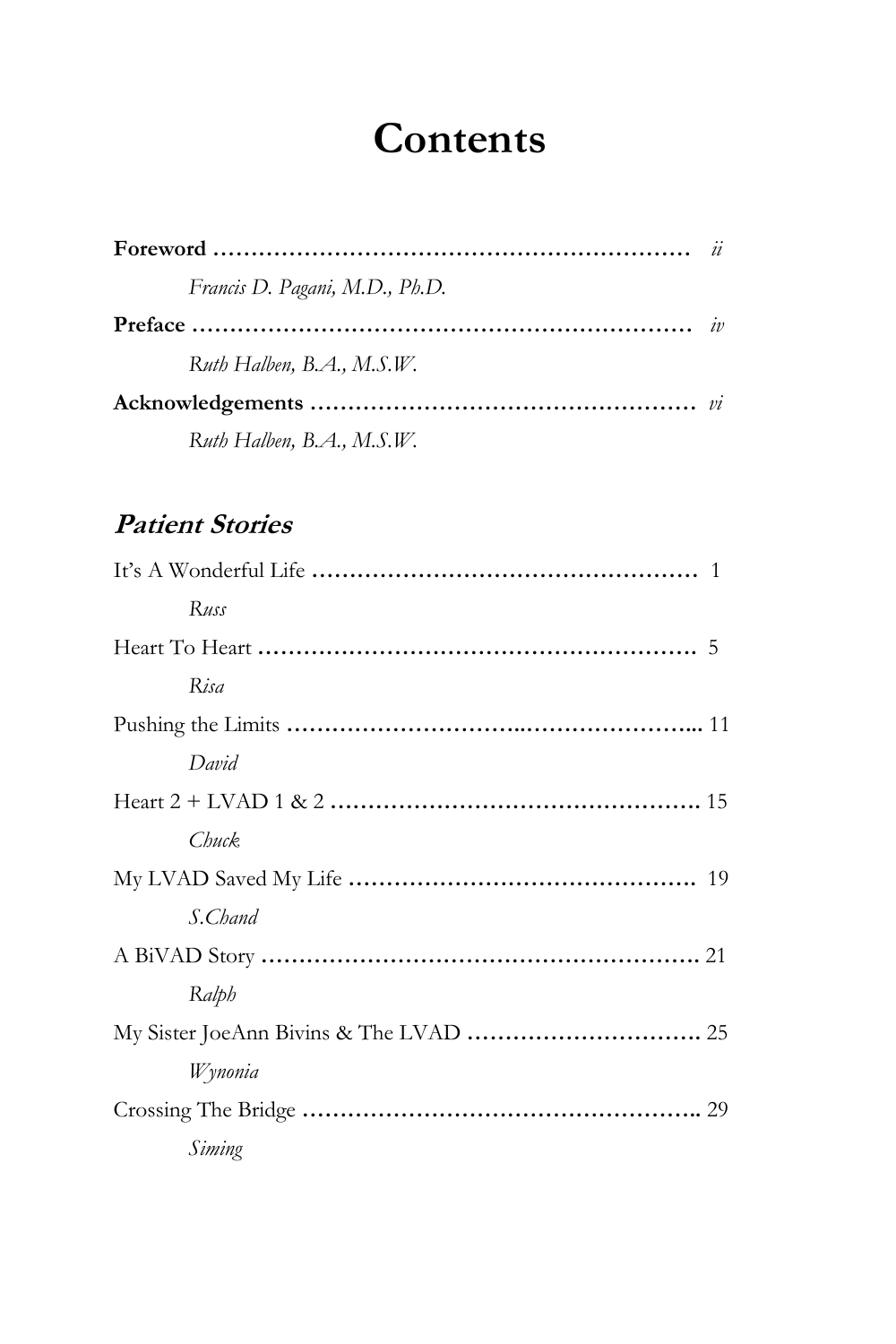# Contents

**Foreword** ………………………………………………………… *ii*

*Francis D. Pagani, M.D., Ph.D.*

**Preface** …………………………………………………………… *iv*

*Ruth Halben, B.A., M.S.W.*

**Acknowledgements** …………………………………………… *vi*

*Ruth Halben, B.A., M.S.W.*

## *Patient Stories*

It's A Wonderful Life …………………………………………… 1

*Russ*

Heart To Heart …………………………………………………. 5

*Risa*

Pushing the Limits ……………………………………………... 11

*David*

Heart 2 + LVAD 1 & 2 ……………………………………….. 15

*Chuck*

My LVAD Saved My Life ……………………………………. 19

*S.Chand*

A BiVAD Story …………………………………………………. 21

*Ralph*

My Sister JoeAnn Bivins & The LVAD ……………………. 25

*Wynonia*

Crossing The Bridge …………………………………………….. 29

*Siming*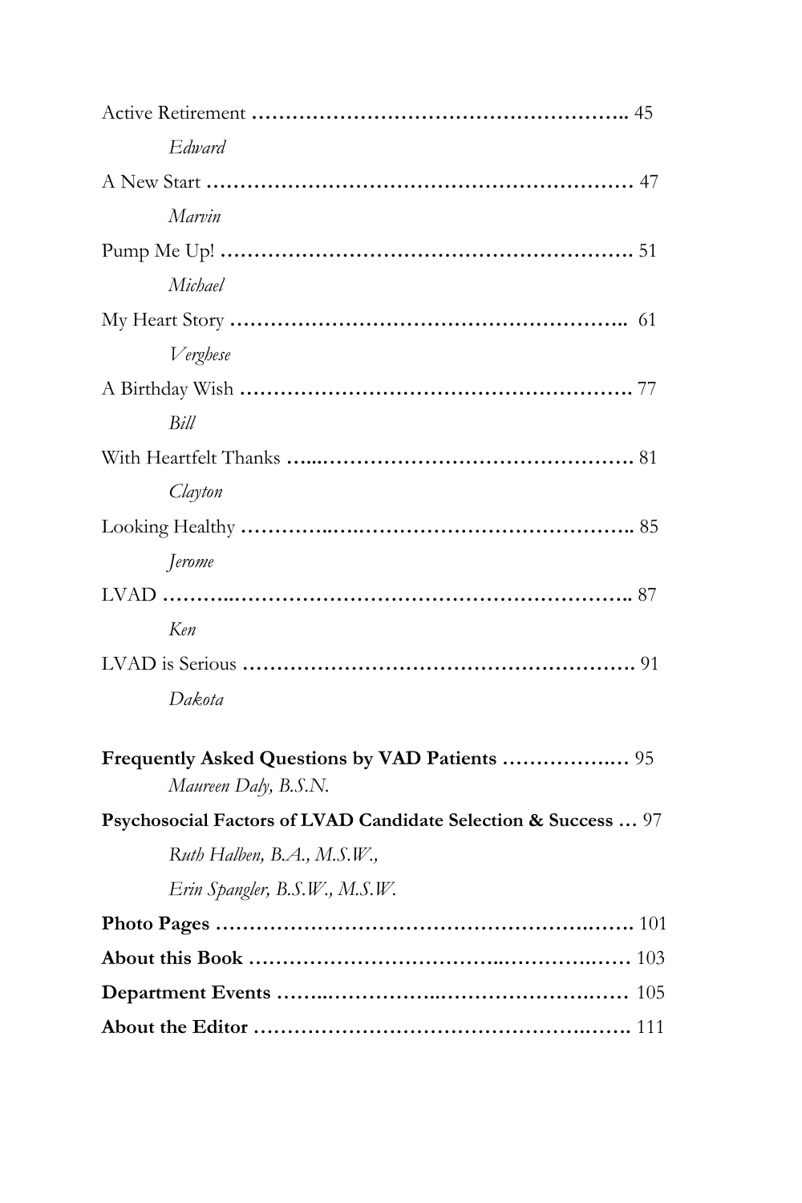Active Retirement ……………………………………………….. 45

*Edward*

A New Start ……………………………………………………… 47

*Marvin*

Pump Me Up! …………………………………………………… 51

*Michael*

My Heart Story …………………………………………………. 61

*Verghese*

A Birthday Wish ………………………………………………… 77

*Bill*

With Heartfelt Thanks ……………………………………………. 81

*Clayton*

Looking Healthy ………………………………………………….. 85

*Jerome*

LVAD ……………………………………………………………….. 87

*Ken*

LVAD is Serious …………………………………………………. 91

*Dakota*

**Frequently Asked Questions by VAD Patients** ……………… 95

*Maureen Daly, B.S.N.*

**Psychosocial Factors of LVAD Candidate Selection & Success** … 97

*Ruth Halben, B.A., M.S.W.,*

*Erin Spangler, B.S.W., M.S.W.*

**Photo Pages** …………………………………………………… 101

**About this Book** ……………………………………………… 103

**Department Events** …………………………………………… 105

**About the Editor** ……………………………………………… 111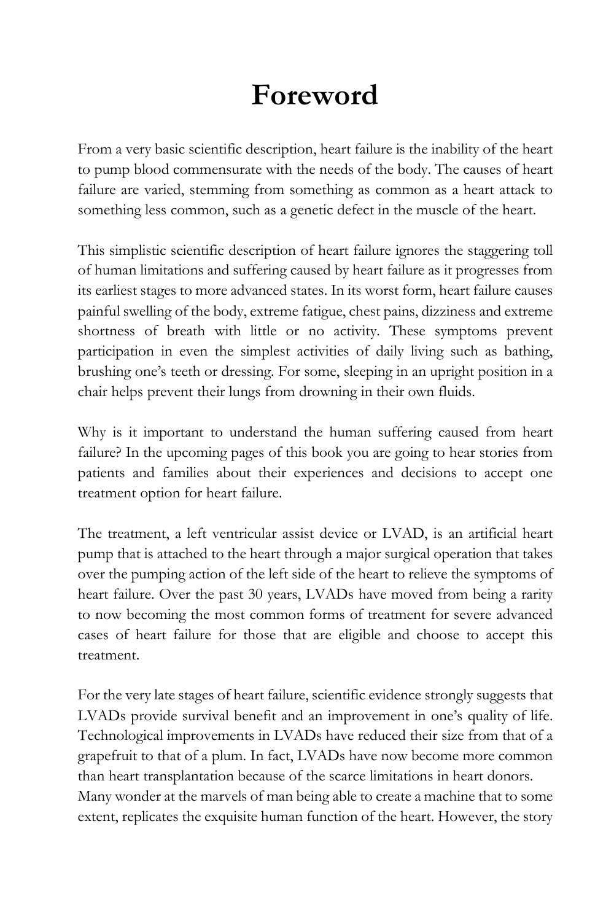# Foreword

From a very basic scientific description, heart failure is the inability of the heart to pump blood commensurate with the needs of the body. The causes of heart failure are varied, stemming from something as common as a heart attack to something less common, such as a genetic defect in the muscle of the heart.

This simplistic scientific description of heart failure ignores the staggering toll of human limitations and suffering caused by heart failure as it progresses from its earliest stages to more advanced states. In its worst form, heart failure causes painful swelling of the body, extreme fatigue, chest pains, dizziness and extreme shortness of breath with little or no activity. These symptoms prevent participation in even the simplest activities of daily living such as bathing, brushing one's teeth or dressing. For some, sleeping in an upright position in a chair helps prevent their lungs from drowning in their own fluids.

Why is it important to understand the human suffering caused from heart failure? In the upcoming pages of this book you are going to hear stories from patients and families about their experiences and decisions to accept one treatment option for heart failure.

The treatment, a left ventricular assist device or LVAD, is an artificial heart pump that is attached to the heart through a major surgical operation that takes over the pumping action of the left side of the heart to relieve the symptoms of heart failure. Over the past 30 years, LVADs have moved from being a rarity to now becoming the most common forms of treatment for severe advanced cases of heart failure for those that are eligible and choose to accept this treatment.

For the very late stages of heart failure, scientific evidence strongly suggests that LVADs provide survival benefit and an improvement in one's quality of life. Technological improvements in LVADs have reduced their size from that of a grapefruit to that of a plum. In fact, LVADs have now become more common than heart transplantation because of the scarce limitations in heart donors.
Many wonder at the marvels of man being able to create a machine that to some extent, replicates the exquisite human function of the heart. However, the story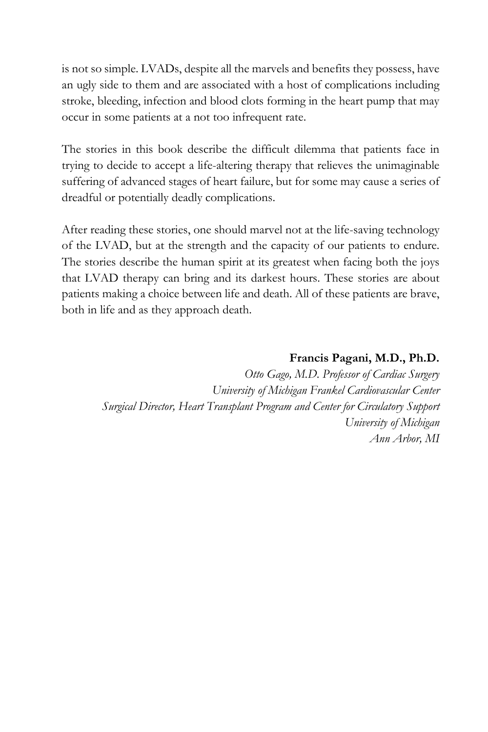is not so simple. LVADs, despite all the marvels and benefits they possess, have an ugly side to them and are associated with a host of complications including stroke, bleeding, infection and blood clots forming in the heart pump that may occur in some patients at a not too infrequent rate.

The stories in this book describe the difficult dilemma that patients face in trying to decide to accept a life-altering therapy that relieves the unimaginable suffering of advanced stages of heart failure, but for some may cause a series of dreadful or potentially deadly complications.

After reading these stories, one should marvel not at the life-saving technology of the LVAD, but at the strength and the capacity of our patients to endure. The stories describe the human spirit at its greatest when facing both the joys that LVAD therapy can bring and its darkest hours. These stories are about patients making a choice between life and death. All of these patients are brave, both in life and as they approach death.

**Francis Pagani, M.D., Ph.D.**
*Otto Gago, M.D. Professor of Cardiac Surgery*
*University of Michigan Frankel Cardiovascular Center*
*Surgical Director, Heart Transplant Program and Center for Circulatory Support*
*University of Michigan*
*Ann Arbor, MI*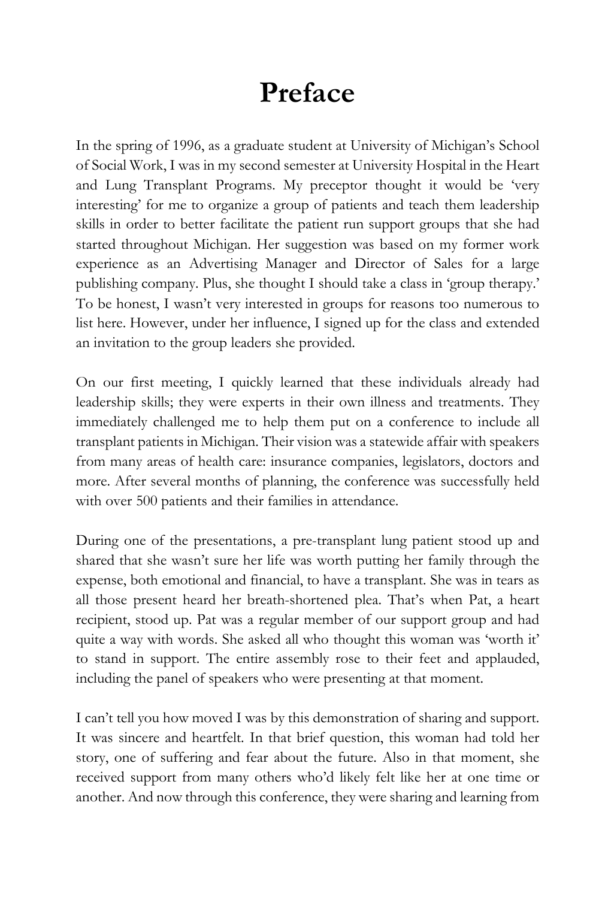# Preface

In the spring of 1996, as a graduate student at University of Michigan's School of Social Work, I was in my second semester at University Hospital in the Heart and Lung Transplant Programs. My preceptor thought it would be 'very interesting' for me to organize a group of patients and teach them leadership skills in order to better facilitate the patient run support groups that she had started throughout Michigan. Her suggestion was based on my former work experience as an Advertising Manager and Director of Sales for a large publishing company. Plus, she thought I should take a class in 'group therapy.' To be honest, I wasn't very interested in groups for reasons too numerous to list here. However, under her influence, I signed up for the class and extended an invitation to the group leaders she provided.

On our first meeting, I quickly learned that these individuals already had leadership skills; they were experts in their own illness and treatments. They immediately challenged me to help them put on a conference to include all transplant patients in Michigan. Their vision was a statewide affair with speakers from many areas of health care: insurance companies, legislators, doctors and more. After several months of planning, the conference was successfully held with over 500 patients and their families in attendance.

During one of the presentations, a pre-transplant lung patient stood up and shared that she wasn't sure her life was worth putting her family through the expense, both emotional and financial, to have a transplant. She was in tears as all those present heard her breath-shortened plea. That's when Pat, a heart recipient, stood up. Pat was a regular member of our support group and had quite a way with words. She asked all who thought this woman was 'worth it' to stand in support. The entire assembly rose to their feet and applauded, including the panel of speakers who were presenting at that moment.

I can't tell you how moved I was by this demonstration of sharing and support. It was sincere and heartfelt. In that brief question, this woman had told her story, one of suffering and fear about the future. Also in that moment, she received support from many others who'd likely felt like her at one time or another. And now through this conference, they were sharing and learning from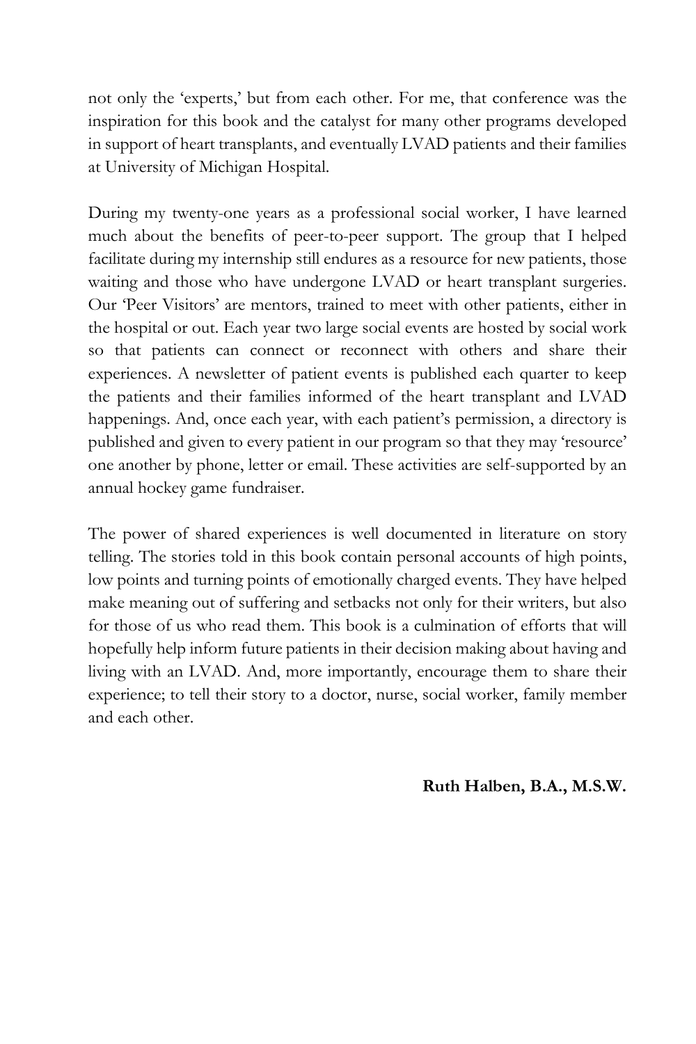not only the 'experts,' but from each other. For me, that conference was the inspiration for this book and the catalyst for many other programs developed in support of heart transplants, and eventually LVAD patients and their families at University of Michigan Hospital.

During my twenty-one years as a professional social worker, I have learned much about the benefits of peer-to-peer support. The group that I helped facilitate during my internship still endures as a resource for new patients, those waiting and those who have undergone LVAD or heart transplant surgeries. Our 'Peer Visitors' are mentors, trained to meet with other patients, either in the hospital or out. Each year two large social events are hosted by social work so that patients can connect or reconnect with others and share their experiences. A newsletter of patient events is published each quarter to keep the patients and their families informed of the heart transplant and LVAD happenings. And, once each year, with each patient's permission, a directory is published and given to every patient in our program so that they may 'resource' one another by phone, letter or email. These activities are self-supported by an annual hockey game fundraiser.

The power of shared experiences is well documented in literature on story telling. The stories told in this book contain personal accounts of high points, low points and turning points of emotionally charged events. They have helped make meaning out of suffering and setbacks not only for their writers, but also for those of us who read them. This book is a culmination of efforts that will hopefully help inform future patients in their decision making about having and living with an LVAD. And, more importantly, encourage them to share their experience; to tell their story to a doctor, nurse, social worker, family member and each other.

**Ruth Halben, B.A., M.S.W.**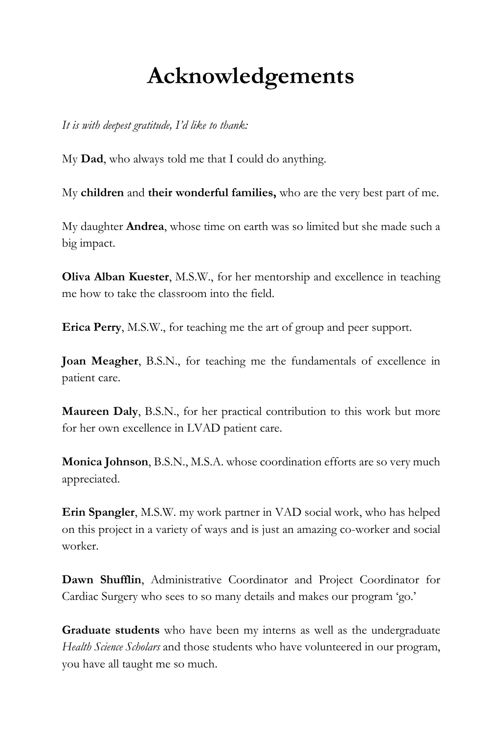# Acknowledgements

*It is with deepest gratitude, I'd like to thank:*

My **Dad**, who always told me that I could do anything.

My **children** and **their wonderful families,** who are the very best part of me.

My daughter **Andrea**, whose time on earth was so limited but she made such a big impact.

**Oliva Alban Kuester**, M.S.W., for her mentorship and excellence in teaching me how to take the classroom into the field.

**Erica Perry**, M.S.W., for teaching me the art of group and peer support.

**Joan Meagher**, B.S.N., for teaching me the fundamentals of excellence in patient care.

**Maureen Daly**, B.S.N., for her practical contribution to this work but more for her own excellence in LVAD patient care.

**Monica Johnson**, B.S.N., M.S.A. whose coordination efforts are so very much appreciated.

**Erin Spangler**, M.S.W. my work partner in VAD social work, who has helped on this project in a variety of ways and is just an amazing co-worker and social worker.

**Dawn Shufflin**, Administrative Coordinator and Project Coordinator for Cardiac Surgery who sees to so many details and makes our program 'go.'

**Graduate students** who have been my interns as well as the undergraduate *Health Science Scholars* and those students who have volunteered in our program, you have all taught me so much.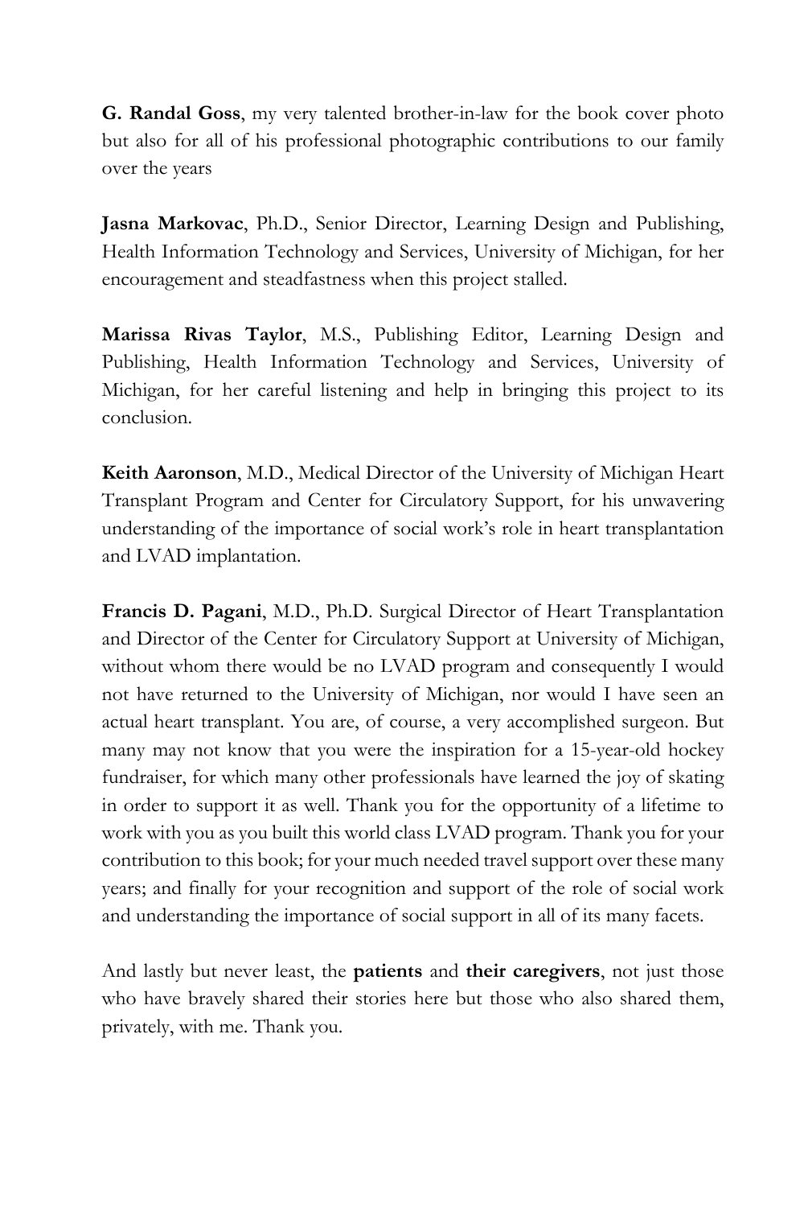**G. Randal Goss**, my very talented brother-in-law for the book cover photo but also for all of his professional photographic contributions to our family over the years

**Jasna Markovac**, Ph.D., Senior Director, Learning Design and Publishing, Health Information Technology and Services, University of Michigan, for her encouragement and steadfastness when this project stalled.

**Marissa Rivas Taylor**, M.S., Publishing Editor, Learning Design and Publishing, Health Information Technology and Services, University of Michigan, for her careful listening and help in bringing this project to its conclusion.

**Keith Aaronson**, M.D., Medical Director of the University of Michigan Heart Transplant Program and Center for Circulatory Support, for his unwavering understanding of the importance of social work's role in heart transplantation and LVAD implantation.

**Francis D. Pagani**, M.D., Ph.D. Surgical Director of Heart Transplantation and Director of the Center for Circulatory Support at University of Michigan, without whom there would be no LVAD program and consequently I would not have returned to the University of Michigan, nor would I have seen an actual heart transplant. You are, of course, a very accomplished surgeon. But many may not know that you were the inspiration for a 15-year-old hockey fundraiser, for which many other professionals have learned the joy of skating in order to support it as well. Thank you for the opportunity of a lifetime to work with you as you built this world class LVAD program. Thank you for your contribution to this book; for your much needed travel support over these many years; and finally for your recognition and support of the role of social work and understanding the importance of social support in all of its many facets.

And lastly but never least, the **patients** and **their caregivers**, not just those who have bravely shared their stories here but those who also shared them, privately, with me. Thank you.